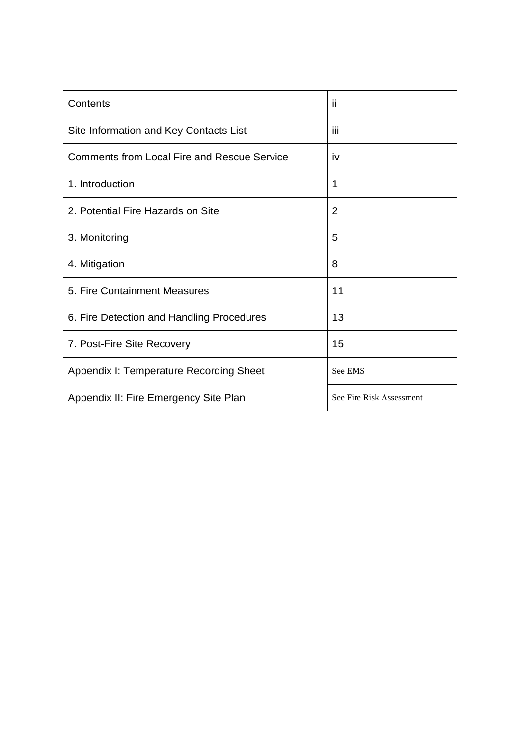| Contents | ii |
|---|---|
| Site Information and Key Contacts List | iii |
| Comments from Local Fire and Rescue Service | iv |
| 1. Introduction | 1 |
| 2. Potential Fire Hazards on Site | 2 |
| 3. Monitoring | 5 |
| 4. Mitigation | 8 |
| 5. Fire Containment Measures | 11 |
| 6. Fire Detection and Handling Procedures | 13 |
| 7. Post-Fire Site Recovery | 15 |
| Appendix I: Temperature Recording Sheet | See EMS |
| Appendix II: Fire Emergency Site Plan | See Fire Risk Assessment |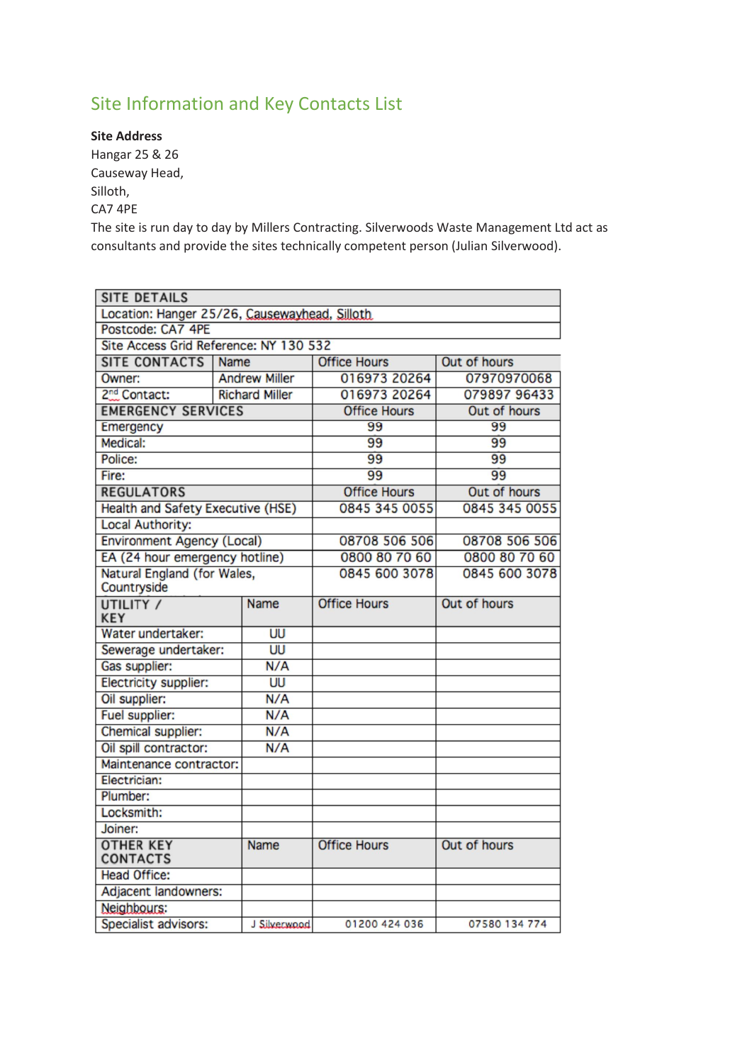## Site Information and Key Contacts List

**Site Address**
Hangar 25 & 26
Causeway Head,
Silloth,
CA7 4PE
The site is run day to day by Millers Contracting. Silverwoods Waste Management Ltd act as consultants and provide the sites technically competent person (Julian Silverwood).

| SITE DETAILS | | | |
|---|---|---|---|
| Location: Hanger 25/26, Causewayhead, Silloth | | | |
| Postcode: CA7 4PE | | | |
| Site Access Grid Reference: NY 130 532 | | | |
| **SITE CONTACTS** | Name | Office Hours | Out of hours |
| Owner: | Andrew Miller | 016973 20264 | 07970970068 |
| 2nd Contact: | Richard Miller | 016973 20264 | 079897 96433 |
| **EMERGENCY SERVICES** | | Office Hours | Out of hours |
| Emergency | | 99 | 99 |
| Medical: | | 99 | 99 |
| Police: | | 99 | 99 |
| Fire: | | 99 | 99 |
| **REGULATORS** | | Office Hours | Out of hours |
| Health and Safety Executive (HSE) | | 0845 345 0055 | 0845 345 0055 |
| Local Authority: | | | |
| Environment Agency (Local) | | 08708 506 506 | 08708 506 506 |
| EA (24 hour emergency hotline) | | 0800 80 70 60 | 0800 80 70 60 |
| Natural England (for Wales, Countryside | | 0845 600 3078 | 0845 600 3078 |
| **UTILITY / KEY** | Name | Office Hours | Out of hours |
| Water undertaker: | UU | | |
| Sewerage undertaker: | UU | | |
| Gas supplier: | N/A | | |
| Electricity supplier: | UU | | |
| Oil supplier: | N/A | | |
| Fuel supplier: | N/A | | |
| Chemical supplier: | N/A | | |
| Oil spill contractor: | N/A | | |
| Maintenance contractor: | | | |
| Electrician: | | | |
| Plumber: | | | |
| Locksmith: | | | |
| Joiner: | | | |
| **OTHER KEY CONTACTS** | Name | Office Hours | Out of hours |
| Head Office: | | | |
| Adjacent landowners: | | | |
| Neighbours: | | | |
| Specialist advisors: | J Silverwood | 01200 424 036 | 07580 134 774 |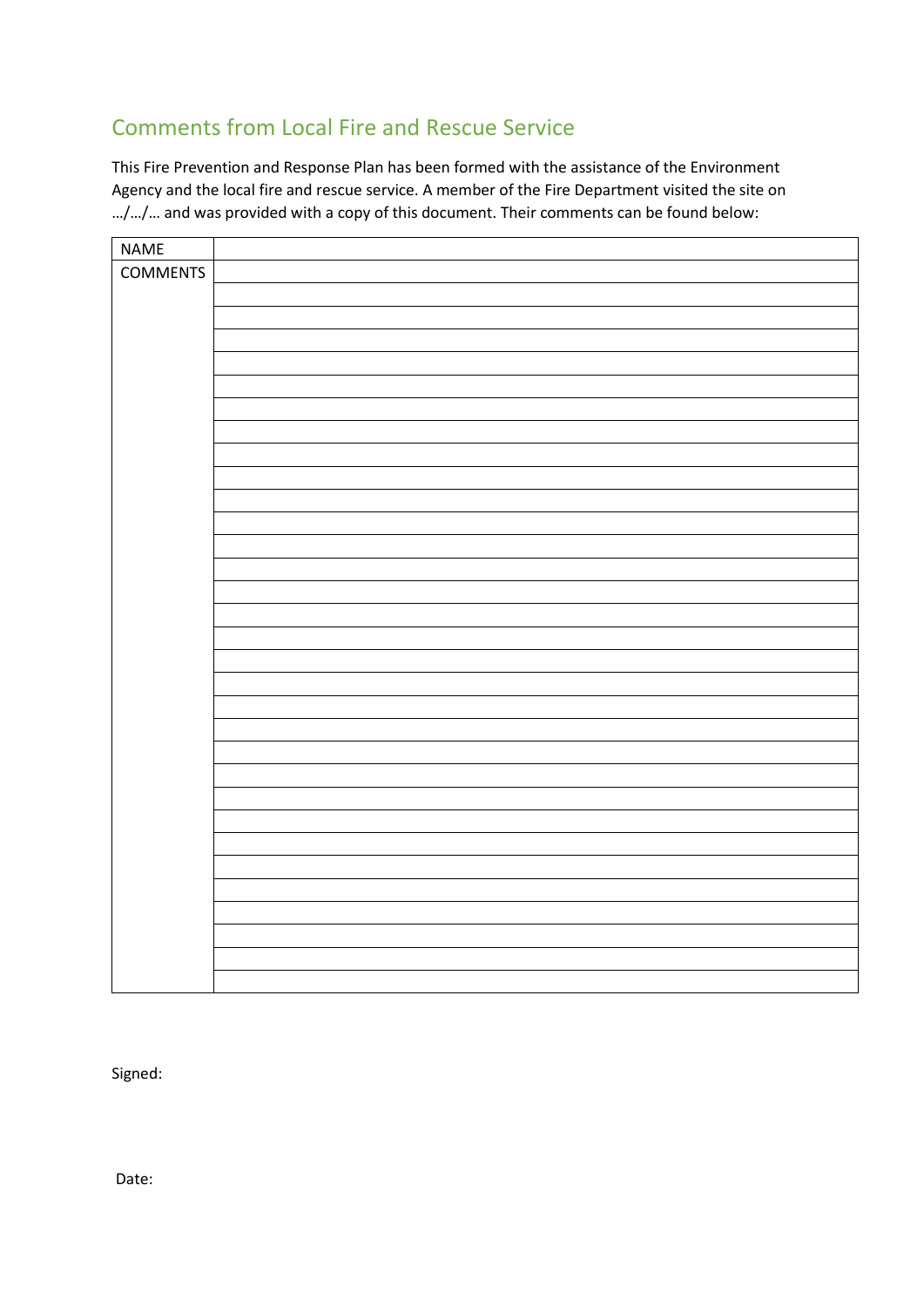## Comments from Local Fire and Rescue Service

This Fire Prevention and Response Plan has been formed with the assistance of the Environment Agency and the local fire and rescue service. A member of the Fire Department visited the site on …/…/… and was provided with a copy of this document. Their comments can be found below:

| NAME | |
|---|---|
| COMMENTS | |
| | |
| | |
| | |
| | |
| | |
| | |
| | |
| | |
| | |
| | |
| | |
| | |
| | |
| | |
| | |
| | |
| | |
| | |
| | |
| | |
| | |
| | |
| | |
| | |
| | |
| | |
| | |
| | |
| | |
| | |
| | |

Signed:

Date: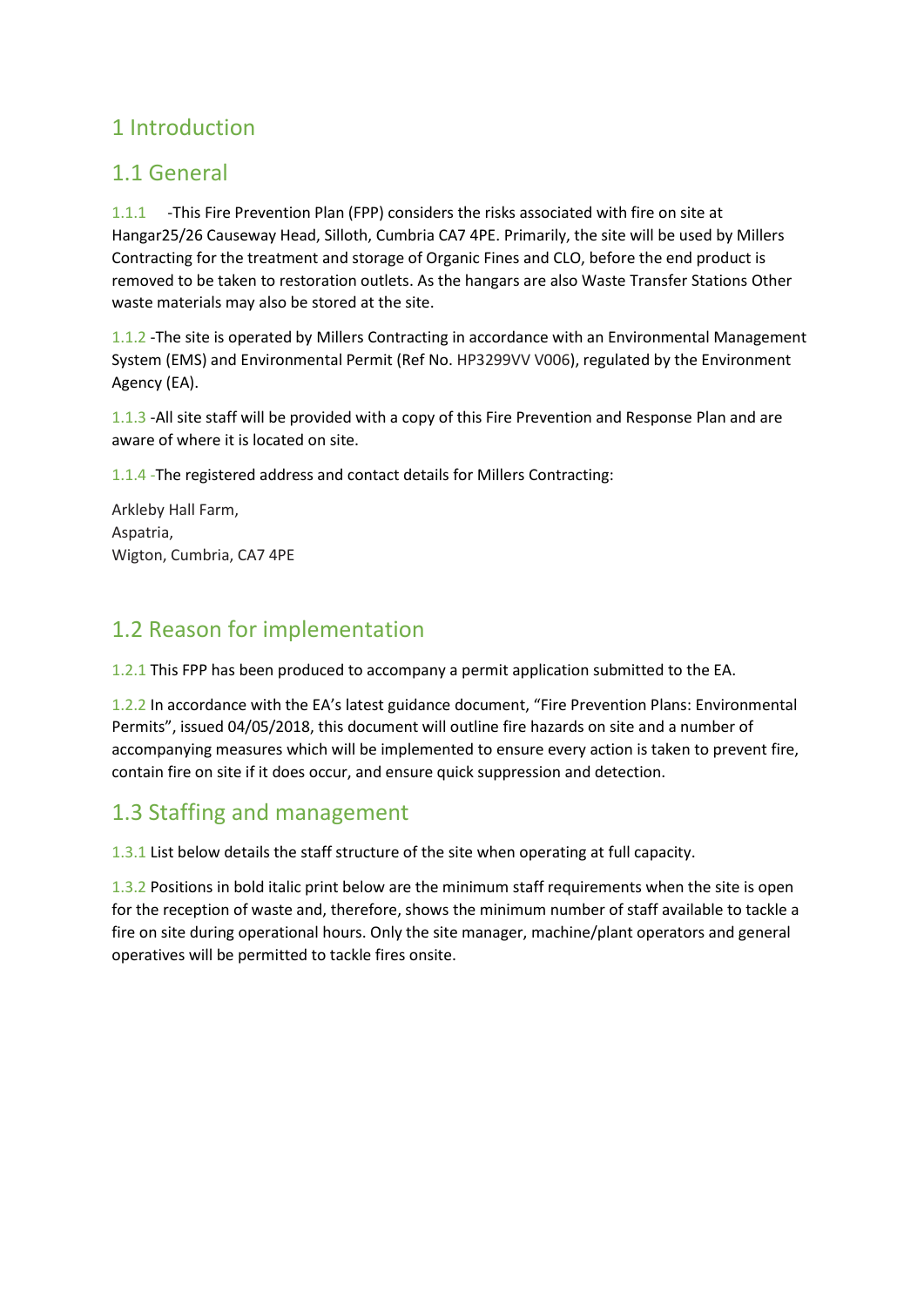# 1 Introduction

## 1.1 General

1.1.1 -This Fire Prevention Plan (FPP) considers the risks associated with fire on site at Hangar25/26 Causeway Head, Silloth, Cumbria CA7 4PE. Primarily, the site will be used by Millers Contracting for the treatment and storage of Organic Fines and CLO, before the end product is removed to be taken to restoration outlets. As the hangars are also Waste Transfer Stations Other waste materials may also be stored at the site.

1.1.2 -The site is operated by Millers Contracting in accordance with an Environmental Management System (EMS) and Environmental Permit (Ref No. HP3299VV V006), regulated by the Environment Agency (EA).

1.1.3 -All site staff will be provided with a copy of this Fire Prevention and Response Plan and are aware of where it is located on site.

1.1.4 -The registered address and contact details for Millers Contracting:

Arkleby Hall Farm,
Aspatria,
Wigton, Cumbria, CA7 4PE

## 1.2 Reason for implementation

1.2.1 This FPP has been produced to accompany a permit application submitted to the EA.

1.2.2 In accordance with the EA's latest guidance document, "Fire Prevention Plans: Environmental Permits", issued 04/05/2018, this document will outline fire hazards on site and a number of accompanying measures which will be implemented to ensure every action is taken to prevent fire, contain fire on site if it does occur, and ensure quick suppression and detection.

## 1.3 Staffing and management

1.3.1 List below details the staff structure of the site when operating at full capacity.

1.3.2 Positions in bold italic print below are the minimum staff requirements when the site is open for the reception of waste and, therefore, shows the minimum number of staff available to tackle a fire on site during operational hours. Only the site manager, machine/plant operators and general operatives will be permitted to tackle fires onsite.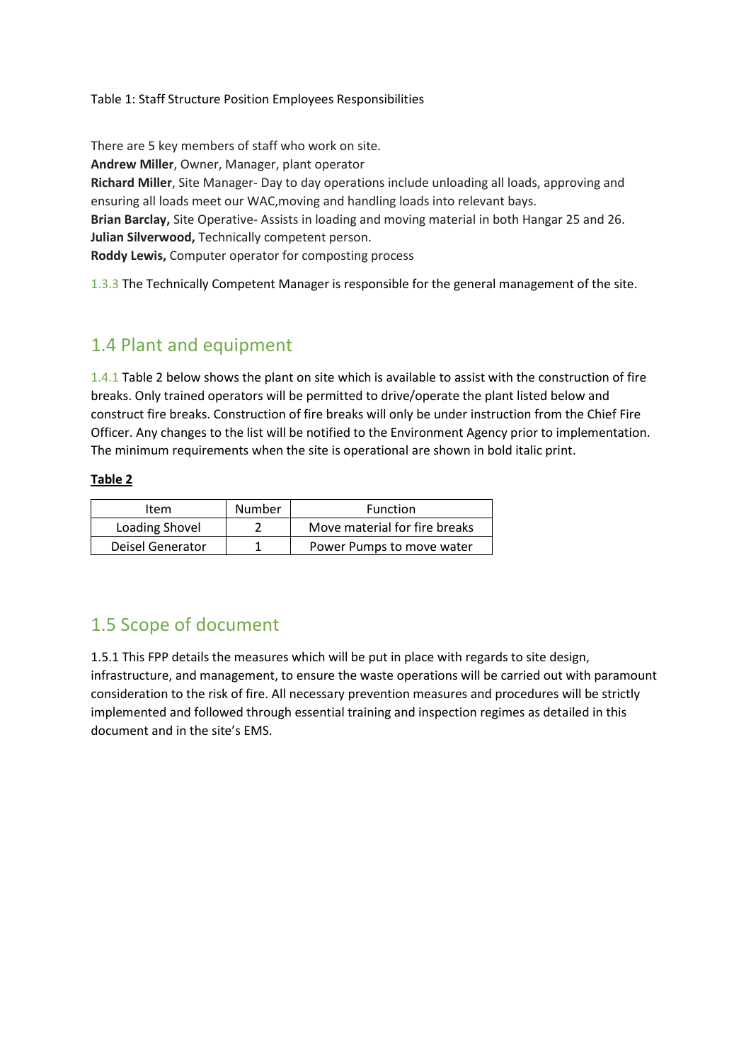Table 1: Staff Structure Position Employees Responsibilities

There are 5 key members of staff who work on site.  
**Andrew Miller**, Owner, Manager, plant operator  
**Richard Miller**, Site Manager- Day to day operations include unloading all loads, approving and ensuring all loads meet our WAC,moving and handling loads into relevant bays.  
**Brian Barclay,** Site Operative- Assists in loading and moving material in both Hangar 25 and 26.  
**Julian Silverwood,** Technically competent person.  
**Roddy Lewis,** Computer operator for composting process

1.3.3 The Technically Competent Manager is responsible for the general management of the site.

## 1.4 Plant and equipment

1.4.1 Table 2 below shows the plant on site which is available to assist with the construction of fire breaks. Only trained operators will be permitted to drive/operate the plant listed below and construct fire breaks. Construction of fire breaks will only be under instruction from the Chief Fire Officer. Any changes to the list will be notified to the Environment Agency prior to implementation. The minimum requirements when the site is operational are shown in bold italic print.

**Table 2**

| Item | Number | Function |
|---|---|---|
| Loading Shovel | 2 | Move material for fire breaks |
| Deisel Generator | 1 | Power Pumps to move water |

## 1.5 Scope of document

1.5.1 This FPP details the measures which will be put in place with regards to site design, infrastructure, and management, to ensure the waste operations will be carried out with paramount consideration to the risk of fire. All necessary prevention measures and procedures will be strictly implemented and followed through essential training and inspection regimes as detailed in this document and in the site's EMS.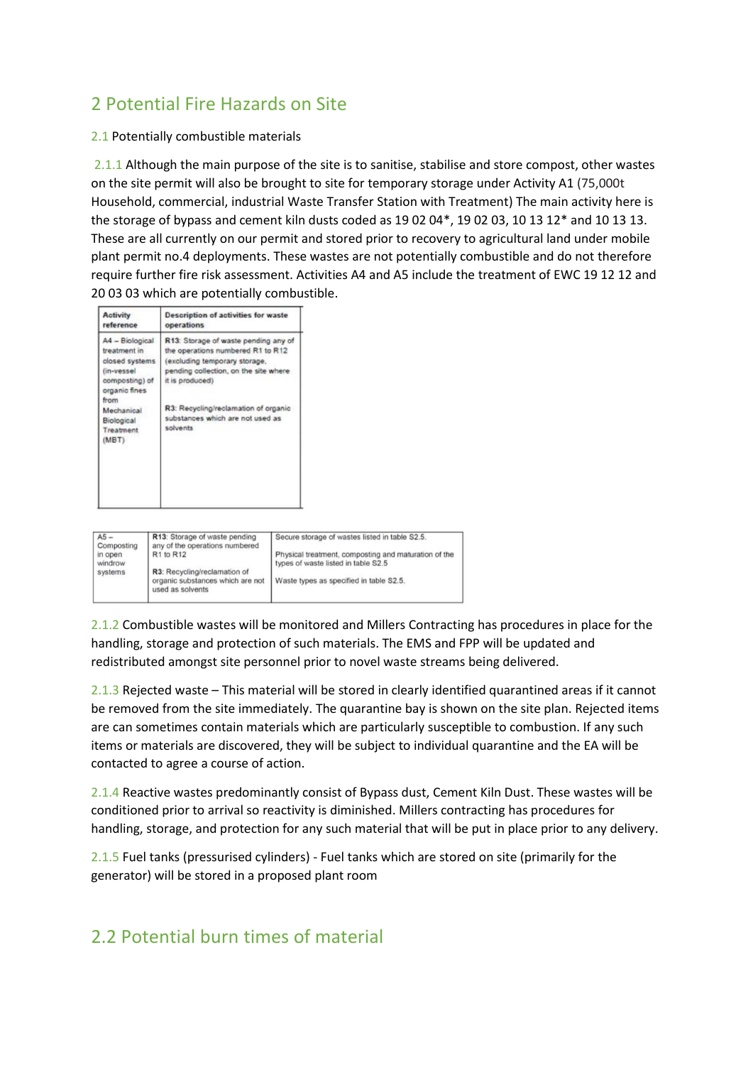## 2 Potential Fire Hazards on Site

### 2.1 Potentially combustible materials

2.1.1 Although the main purpose of the site is to sanitise, stabilise and store compost, other wastes on the site permit will also be brought to site for temporary storage under Activity A1 (75,000t Household, commercial, industrial Waste Transfer Station with Treatment) The main activity here is the storage of bypass and cement kiln dusts coded as 19 02 04*, 19 02 03, 10 13 12* and 10 13 13. These are all currently on our permit and stored prior to recovery to agricultural land under mobile plant permit no.4 deployments. These wastes are not potentially combustible and do not therefore require further fire risk assessment. Activities A4 and A5 include the treatment of EWC 19 12 12 and 20 03 03 which are potentially combustible.

| Activity reference | Description of activities for waste operations |
|---|---|
| A4 – Biological treatment in closed systems (in-vessel composting) of organic fines from Mechanical Biological Treatment (MBT) | R13: Storage of waste pending any of the operations numbered R1 to R12 (excluding temporary storage, pending collection, on the site where it is produced)<br><br>R3: Recycling/reclamation of organic substances which are not used as solvents |

| | | |
|---|---|---|
| A5 – Composting in open windrow systems | R13: Storage of waste pending any of the operations numbered R1 to R12<br><br>R3: Recycling/reclamation of organic substances which are not used as solvents | Secure storage of wastes listed in table S2.5.<br><br>Physical treatment, composting and maturation of the types of waste listed in table S2.5<br><br>Waste types as specified in table S2.5. |

2.1.2 Combustible wastes will be monitored and Millers Contracting has procedures in place for the handling, storage and protection of such materials. The EMS and FPP will be updated and redistributed amongst site personnel prior to novel waste streams being delivered.

2.1.3 Rejected waste – This material will be stored in clearly identified quarantined areas if it cannot be removed from the site immediately. The quarantine bay is shown on the site plan. Rejected items are can sometimes contain materials which are particularly susceptible to combustion. If any such items or materials are discovered, they will be subject to individual quarantine and the EA will be contacted to agree a course of action.

2.1.4 Reactive wastes predominantly consist of Bypass dust, Cement Kiln Dust. These wastes will be conditioned prior to arrival so reactivity is diminished. Millers contracting has procedures for handling, storage, and protection for any such material that will be put in place prior to any delivery.

2.1.5 Fuel tanks (pressurised cylinders) - Fuel tanks which are stored on site (primarily for the generator) will be stored in a proposed plant room

## 2.2 Potential burn times of material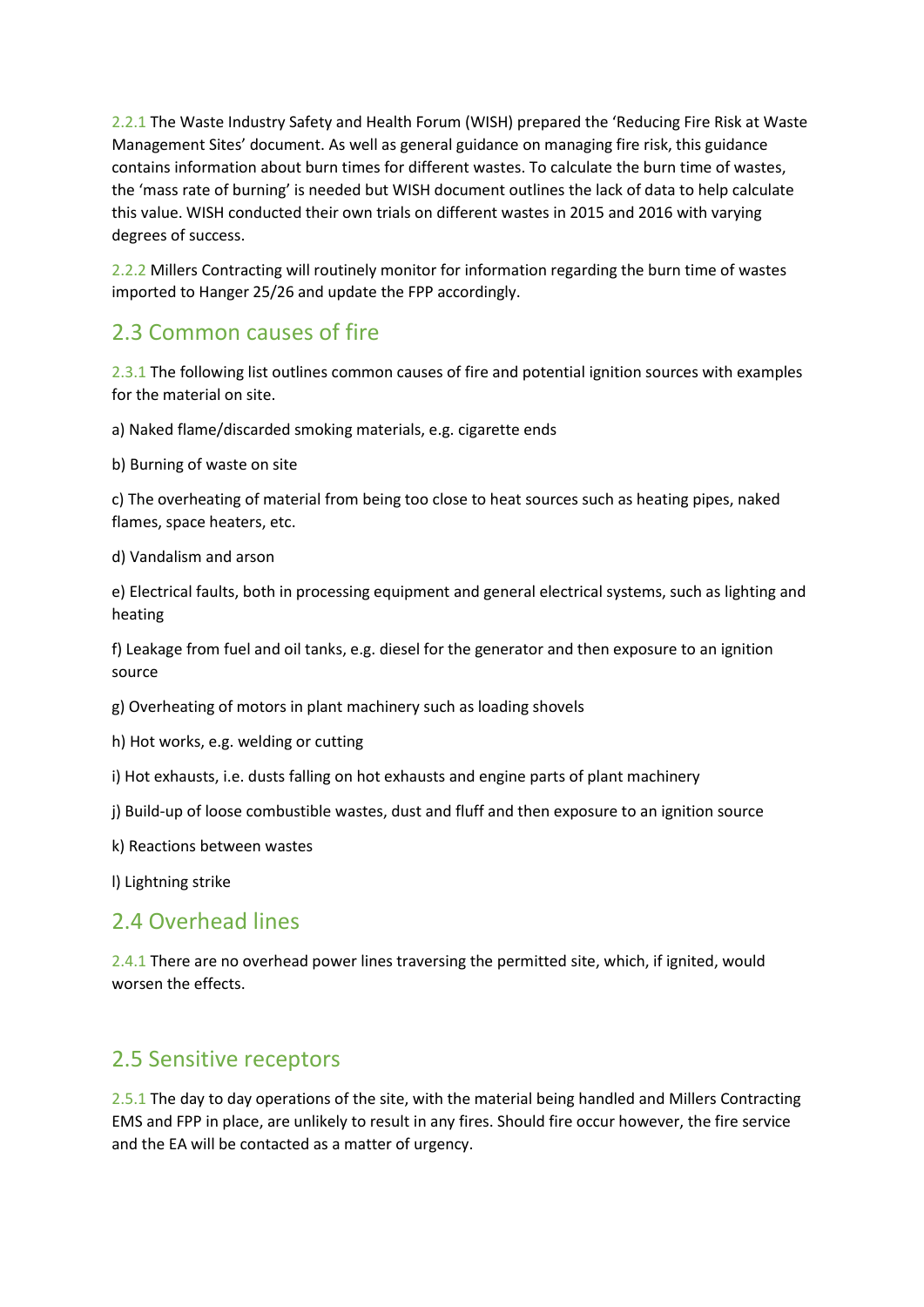2.2.1 The Waste Industry Safety and Health Forum (WISH) prepared the 'Reducing Fire Risk at Waste Management Sites' document. As well as general guidance on managing fire risk, this guidance contains information about burn times for different wastes. To calculate the burn time of wastes, the 'mass rate of burning' is needed but WISH document outlines the lack of data to help calculate this value. WISH conducted their own trials on different wastes in 2015 and 2016 with varying degrees of success.

2.2.2 Millers Contracting will routinely monitor for information regarding the burn time of wastes imported to Hanger 25/26 and update the FPP accordingly.

## 2.3 Common causes of fire

2.3.1 The following list outlines common causes of fire and potential ignition sources with examples for the material on site.

a) Naked flame/discarded smoking materials, e.g. cigarette ends

b) Burning of waste on site

c) The overheating of material from being too close to heat sources such as heating pipes, naked flames, space heaters, etc.

d) Vandalism and arson

e) Electrical faults, both in processing equipment and general electrical systems, such as lighting and heating

f) Leakage from fuel and oil tanks, e.g. diesel for the generator and then exposure to an ignition source

g) Overheating of motors in plant machinery such as loading shovels

h) Hot works, e.g. welding or cutting

i) Hot exhausts, i.e. dusts falling on hot exhausts and engine parts of plant machinery

j) Build-up of loose combustible wastes, dust and fluff and then exposure to an ignition source

k) Reactions between wastes

l) Lightning strike

## 2.4 Overhead lines

2.4.1 There are no overhead power lines traversing the permitted site, which, if ignited, would worsen the effects.

## 2.5 Sensitive receptors

2.5.1 The day to day operations of the site, with the material being handled and Millers Contracting EMS and FPP in place, are unlikely to result in any fires. Should fire occur however, the fire service and the EA will be contacted as a matter of urgency.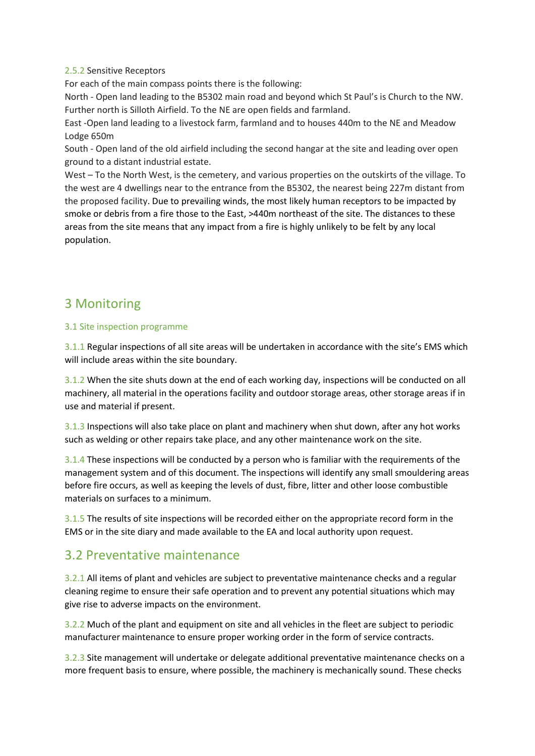#### 2.5.2 Sensitive Receptors

For each of the main compass points there is the following:

North - Open land leading to the B5302 main road and beyond which St Paul's is Church to the NW. Further north is Silloth Airfield. To the NE are open fields and farmland.

East -Open land leading to a livestock farm, farmland and to houses 440m to the NE and Meadow Lodge 650m

South - Open land of the old airfield including the second hangar at the site and leading over open ground to a distant industrial estate.

West – To the North West, is the cemetery, and various properties on the outskirts of the village. To the west are 4 dwellings near to the entrance from the B5302, the nearest being 227m distant from the proposed facility. Due to prevailing winds, the most likely human receptors to be impacted by smoke or debris from a fire those to the East, >440m northeast of the site. The distances to these areas from the site means that any impact from a fire is highly unlikely to be felt by any local population.

# 3 Monitoring

### 3.1 Site inspection programme

3.1.1 Regular inspections of all site areas will be undertaken in accordance with the site's EMS which will include areas within the site boundary.

3.1.2 When the site shuts down at the end of each working day, inspections will be conducted on all machinery, all material in the operations facility and outdoor storage areas, other storage areas if in use and material if present.

3.1.3 Inspections will also take place on plant and machinery when shut down, after any hot works such as welding or other repairs take place, and any other maintenance work on the site.

3.1.4 These inspections will be conducted by a person who is familiar with the requirements of the management system and of this document. The inspections will identify any small smouldering areas before fire occurs, as well as keeping the levels of dust, fibre, litter and other loose combustible materials on surfaces to a minimum.

3.1.5 The results of site inspections will be recorded either on the appropriate record form in the EMS or in the site diary and made available to the EA and local authority upon request.

## 3.2 Preventative maintenance

3.2.1 All items of plant and vehicles are subject to preventative maintenance checks and a regular cleaning regime to ensure their safe operation and to prevent any potential situations which may give rise to adverse impacts on the environment.

3.2.2 Much of the plant and equipment on site and all vehicles in the fleet are subject to periodic manufacturer maintenance to ensure proper working order in the form of service contracts.

3.2.3 Site management will undertake or delegate additional preventative maintenance checks on a more frequent basis to ensure, where possible, the machinery is mechanically sound. These checks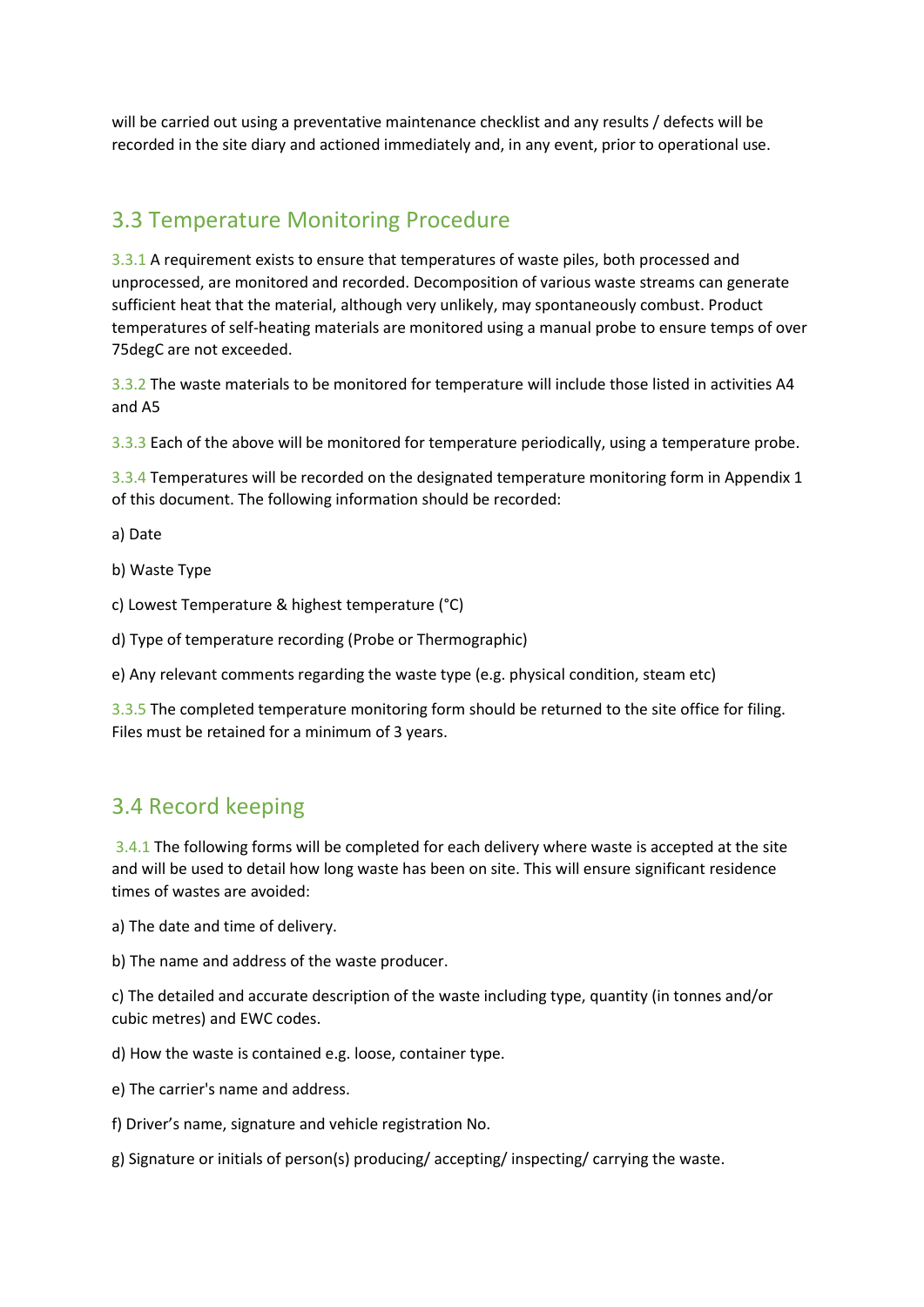will be carried out using a preventative maintenance checklist and any results / defects will be recorded in the site diary and actioned immediately and, in any event, prior to operational use.

## 3.3 Temperature Monitoring Procedure

3.3.1 A requirement exists to ensure that temperatures of waste piles, both processed and unprocessed, are monitored and recorded. Decomposition of various waste streams can generate sufficient heat that the material, although very unlikely, may spontaneously combust. Product temperatures of self-heating materials are monitored using a manual probe to ensure temps of over 75degC are not exceeded.

3.3.2 The waste materials to be monitored for temperature will include those listed in activities A4 and A5

3.3.3 Each of the above will be monitored for temperature periodically, using a temperature probe.

3.3.4 Temperatures will be recorded on the designated temperature monitoring form in Appendix 1 of this document. The following information should be recorded:

a) Date

b) Waste Type

c) Lowest Temperature & highest temperature (°C)

d) Type of temperature recording (Probe or Thermographic)

e) Any relevant comments regarding the waste type (e.g. physical condition, steam etc)

3.3.5 The completed temperature monitoring form should be returned to the site office for filing. Files must be retained for a minimum of 3 years.

## 3.4 Record keeping

3.4.1 The following forms will be completed for each delivery where waste is accepted at the site and will be used to detail how long waste has been on site. This will ensure significant residence times of wastes are avoided:

a) The date and time of delivery.

b) The name and address of the waste producer.

c) The detailed and accurate description of the waste including type, quantity (in tonnes and/or cubic metres) and EWC codes.

d) How the waste is contained e.g. loose, container type.

e) The carrier's name and address.

f) Driver's name, signature and vehicle registration No.

g) Signature or initials of person(s) producing/ accepting/ inspecting/ carrying the waste.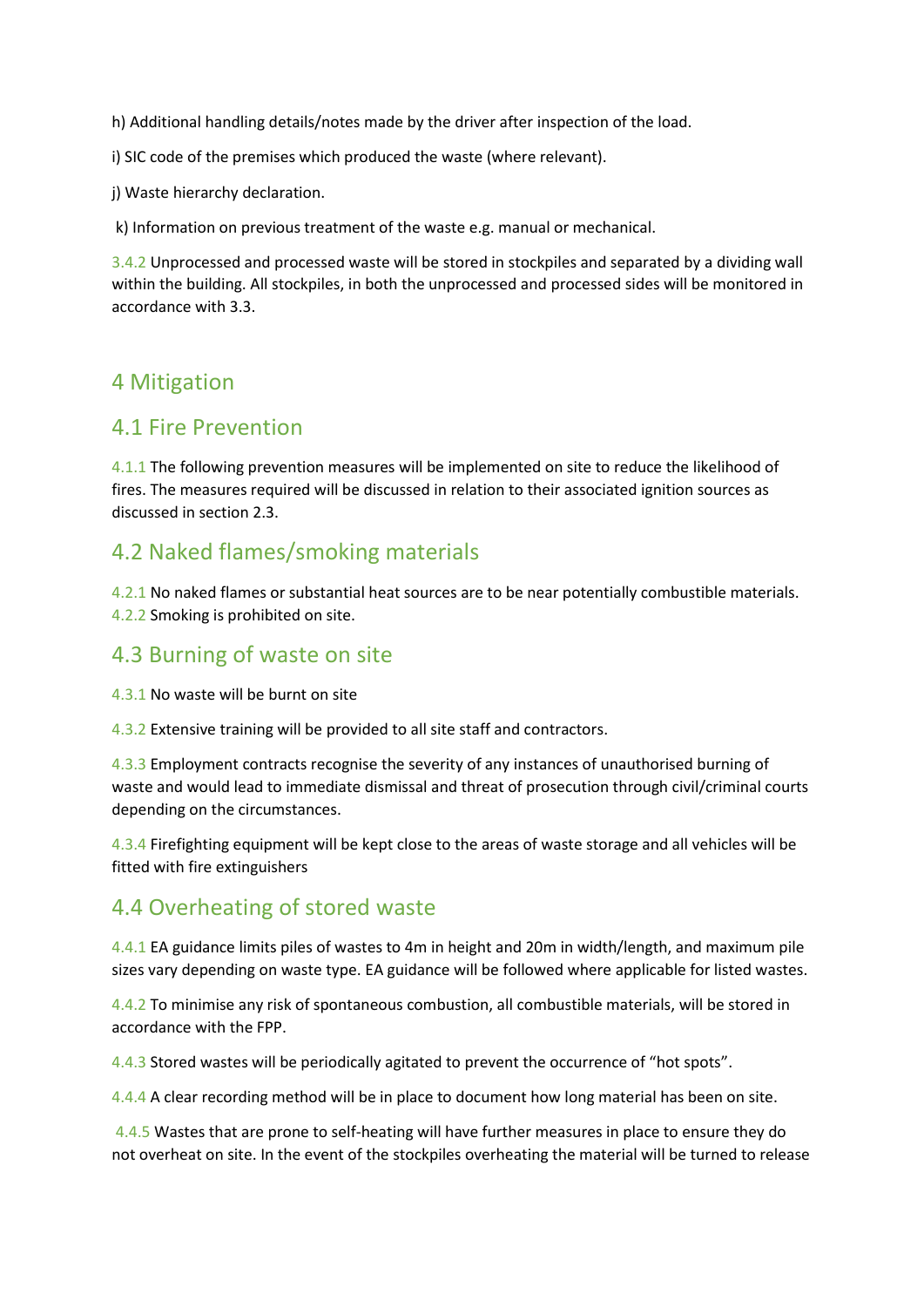h) Additional handling details/notes made by the driver after inspection of the load.

i) SIC code of the premises which produced the waste (where relevant).

j) Waste hierarchy declaration.

k) Information on previous treatment of the waste e.g. manual or mechanical.

3.4.2 Unprocessed and processed waste will be stored in stockpiles and separated by a dividing wall within the building. All stockpiles, in both the unprocessed and processed sides will be monitored in accordance with 3.3.

# 4 Mitigation

## 4.1 Fire Prevention

4.1.1 The following prevention measures will be implemented on site to reduce the likelihood of fires. The measures required will be discussed in relation to their associated ignition sources as discussed in section 2.3.

## 4.2 Naked flames/smoking materials

4.2.1 No naked flames or substantial heat sources are to be near potentially combustible materials.
4.2.2 Smoking is prohibited on site.

## 4.3 Burning of waste on site

4.3.1 No waste will be burnt on site

4.3.2 Extensive training will be provided to all site staff and contractors.

4.3.3 Employment contracts recognise the severity of any instances of unauthorised burning of waste and would lead to immediate dismissal and threat of prosecution through civil/criminal courts depending on the circumstances.

4.3.4 Firefighting equipment will be kept close to the areas of waste storage and all vehicles will be fitted with fire extinguishers

## 4.4 Overheating of stored waste

4.4.1 EA guidance limits piles of wastes to 4m in height and 20m in width/length, and maximum pile sizes vary depending on waste type. EA guidance will be followed where applicable for listed wastes.

4.4.2 To minimise any risk of spontaneous combustion, all combustible materials, will be stored in accordance with the FPP.

4.4.3 Stored wastes will be periodically agitated to prevent the occurrence of "hot spots".

4.4.4 A clear recording method will be in place to document how long material has been on site.

4.4.5 Wastes that are prone to self-heating will have further measures in place to ensure they do not overheat on site. In the event of the stockpiles overheating the material will be turned to release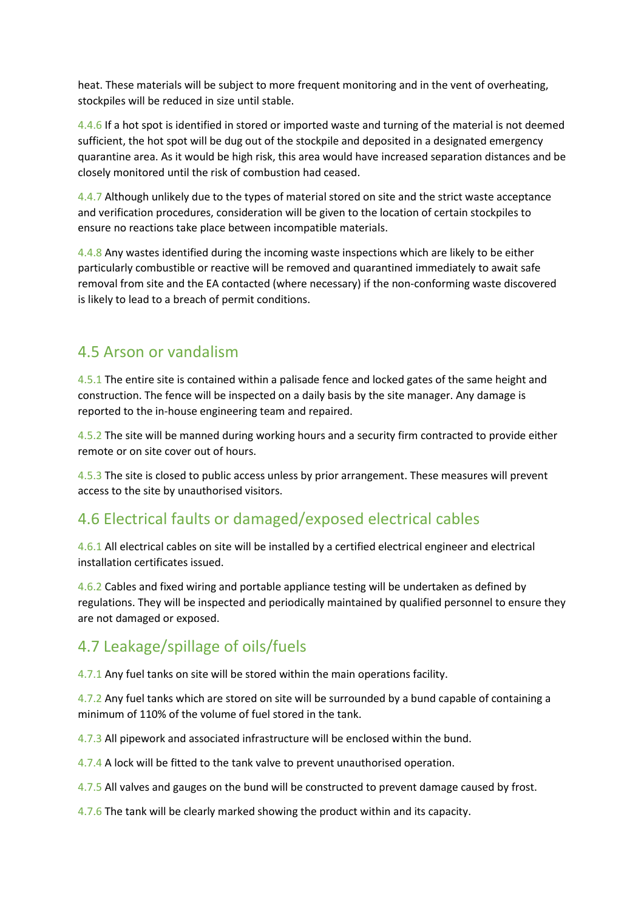heat. These materials will be subject to more frequent monitoring and in the vent of overheating, stockpiles will be reduced in size until stable.

4.4.6 If a hot spot is identified in stored or imported waste and turning of the material is not deemed sufficient, the hot spot will be dug out of the stockpile and deposited in a designated emergency quarantine area. As it would be high risk, this area would have increased separation distances and be closely monitored until the risk of combustion had ceased.

4.4.7 Although unlikely due to the types of material stored on site and the strict waste acceptance and verification procedures, consideration will be given to the location of certain stockpiles to ensure no reactions take place between incompatible materials.

4.4.8 Any wastes identified during the incoming waste inspections which are likely to be either particularly combustible or reactive will be removed and quarantined immediately to await safe removal from site and the EA contacted (where necessary) if the non-conforming waste discovered is likely to lead to a breach of permit conditions.

## 4.5 Arson or vandalism

4.5.1 The entire site is contained within a palisade fence and locked gates of the same height and construction. The fence will be inspected on a daily basis by the site manager. Any damage is reported to the in-house engineering team and repaired.

4.5.2 The site will be manned during working hours and a security firm contracted to provide either remote or on site cover out of hours.

4.5.3 The site is closed to public access unless by prior arrangement. These measures will prevent access to the site by unauthorised visitors.

## 4.6 Electrical faults or damaged/exposed electrical cables

4.6.1 All electrical cables on site will be installed by a certified electrical engineer and electrical installation certificates issued.

4.6.2 Cables and fixed wiring and portable appliance testing will be undertaken as defined by regulations. They will be inspected and periodically maintained by qualified personnel to ensure they are not damaged or exposed.

## 4.7 Leakage/spillage of oils/fuels

4.7.1 Any fuel tanks on site will be stored within the main operations facility.

4.7.2 Any fuel tanks which are stored on site will be surrounded by a bund capable of containing a minimum of 110% of the volume of fuel stored in the tank.

4.7.3 All pipework and associated infrastructure will be enclosed within the bund.

4.7.4 A lock will be fitted to the tank valve to prevent unauthorised operation.

4.7.5 All valves and gauges on the bund will be constructed to prevent damage caused by frost.

4.7.6 The tank will be clearly marked showing the product within and its capacity.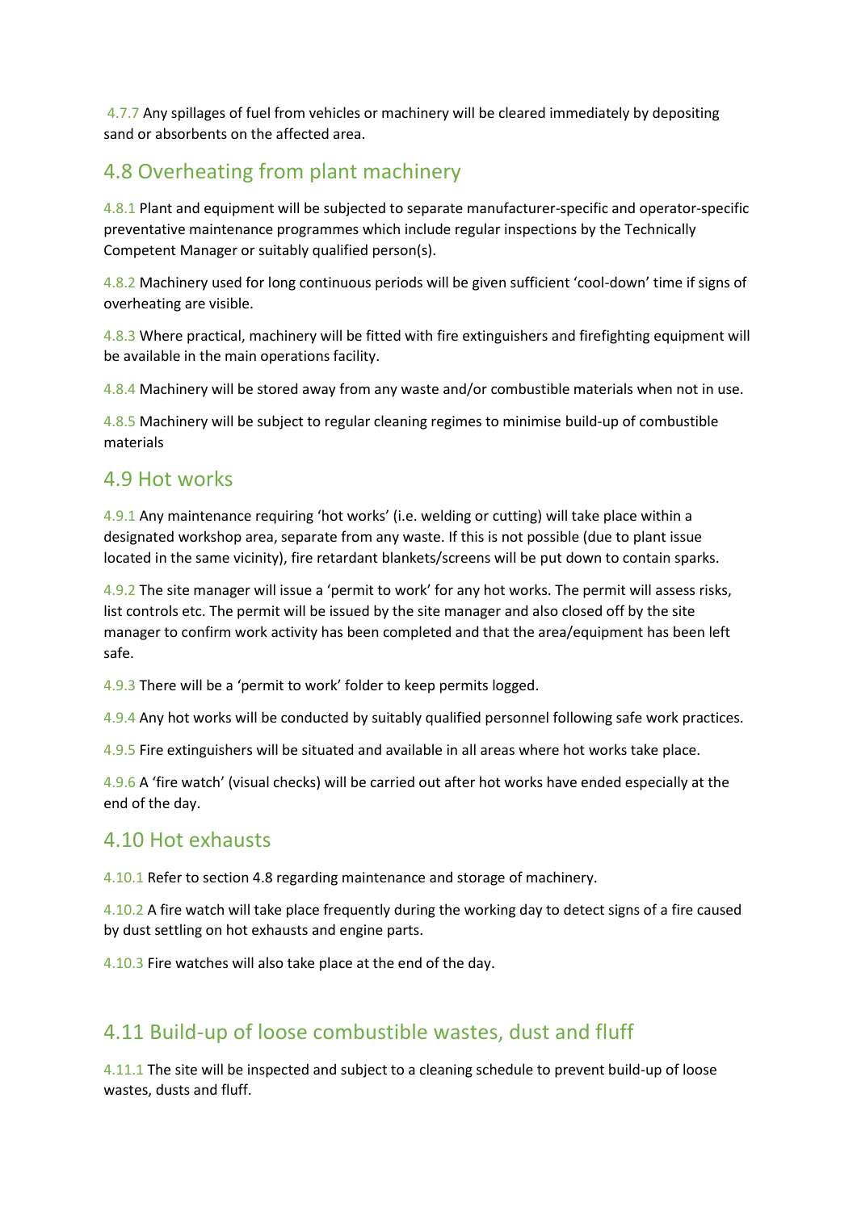4.7.7 Any spillages of fuel from vehicles or machinery will be cleared immediately by depositing sand or absorbents on the affected area.

## 4.8 Overheating from plant machinery

4.8.1 Plant and equipment will be subjected to separate manufacturer-specific and operator-specific preventative maintenance programmes which include regular inspections by the Technically Competent Manager or suitably qualified person(s).

4.8.2 Machinery used for long continuous periods will be given sufficient 'cool-down' time if signs of overheating are visible.

4.8.3 Where practical, machinery will be fitted with fire extinguishers and firefighting equipment will be available in the main operations facility.

4.8.4 Machinery will be stored away from any waste and/or combustible materials when not in use.

4.8.5 Machinery will be subject to regular cleaning regimes to minimise build-up of combustible materials

## 4.9 Hot works

4.9.1 Any maintenance requiring 'hot works' (i.e. welding or cutting) will take place within a designated workshop area, separate from any waste. If this is not possible (due to plant issue located in the same vicinity), fire retardant blankets/screens will be put down to contain sparks.

4.9.2 The site manager will issue a 'permit to work' for any hot works. The permit will assess risks, list controls etc. The permit will be issued by the site manager and also closed off by the site manager to confirm work activity has been completed and that the area/equipment has been left safe.

4.9.3 There will be a 'permit to work' folder to keep permits logged.

4.9.4 Any hot works will be conducted by suitably qualified personnel following safe work practices.

4.9.5 Fire extinguishers will be situated and available in all areas where hot works take place.

4.9.6 A 'fire watch' (visual checks) will be carried out after hot works have ended especially at the end of the day.

## 4.10 Hot exhausts

4.10.1 Refer to section 4.8 regarding maintenance and storage of machinery.

4.10.2 A fire watch will take place frequently during the working day to detect signs of a fire caused by dust settling on hot exhausts and engine parts.

4.10.3 Fire watches will also take place at the end of the day.

## 4.11 Build-up of loose combustible wastes, dust and fluff

4.11.1 The site will be inspected and subject to a cleaning schedule to prevent build-up of loose wastes, dusts and fluff.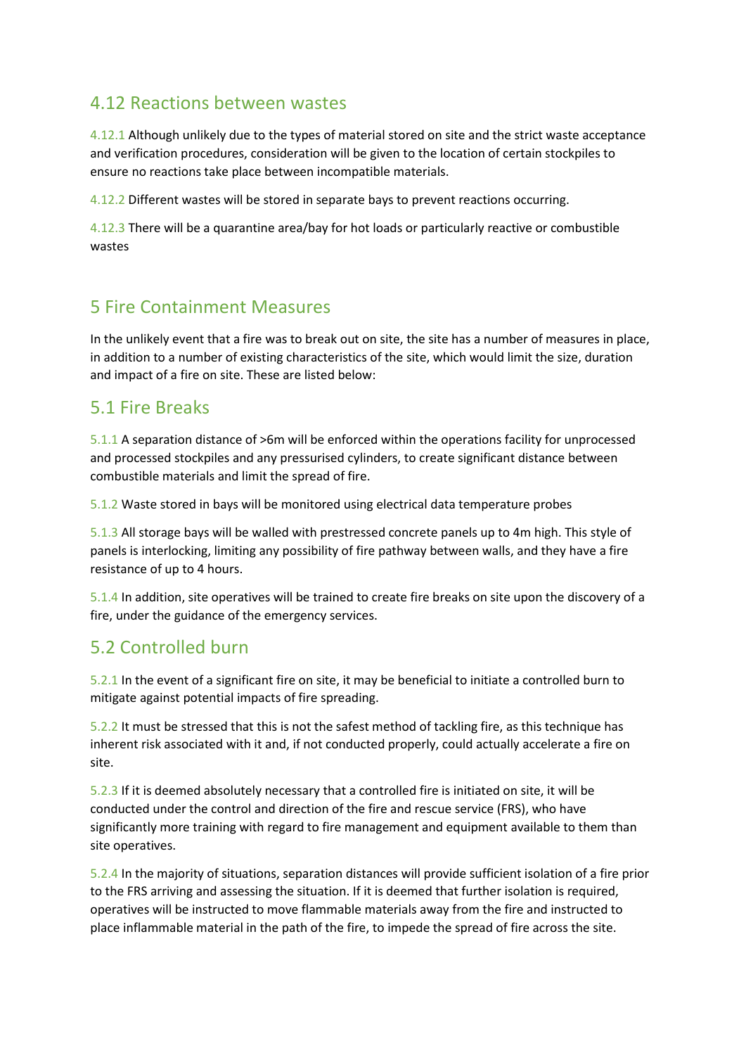## 4.12 Reactions between wastes

4.12.1 Although unlikely due to the types of material stored on site and the strict waste acceptance and verification procedures, consideration will be given to the location of certain stockpiles to ensure no reactions take place between incompatible materials.

4.12.2 Different wastes will be stored in separate bays to prevent reactions occurring.

4.12.3 There will be a quarantine area/bay for hot loads or particularly reactive or combustible wastes

# 5 Fire Containment Measures

In the unlikely event that a fire was to break out on site, the site has a number of measures in place, in addition to a number of existing characteristics of the site, which would limit the size, duration and impact of a fire on site. These are listed below:

## 5.1 Fire Breaks

5.1.1 A separation distance of >6m will be enforced within the operations facility for unprocessed and processed stockpiles and any pressurised cylinders, to create significant distance between combustible materials and limit the spread of fire.

5.1.2 Waste stored in bays will be monitored using electrical data temperature probes

5.1.3 All storage bays will be walled with prestressed concrete panels up to 4m high. This style of panels is interlocking, limiting any possibility of fire pathway between walls, and they have a fire resistance of up to 4 hours.

5.1.4 In addition, site operatives will be trained to create fire breaks on site upon the discovery of a fire, under the guidance of the emergency services.

## 5.2 Controlled burn

5.2.1 In the event of a significant fire on site, it may be beneficial to initiate a controlled burn to mitigate against potential impacts of fire spreading.

5.2.2 It must be stressed that this is not the safest method of tackling fire, as this technique has inherent risk associated with it and, if not conducted properly, could actually accelerate a fire on site.

5.2.3 If it is deemed absolutely necessary that a controlled fire is initiated on site, it will be conducted under the control and direction of the fire and rescue service (FRS), who have significantly more training with regard to fire management and equipment available to them than site operatives.

5.2.4 In the majority of situations, separation distances will provide sufficient isolation of a fire prior to the FRS arriving and assessing the situation. If it is deemed that further isolation is required, operatives will be instructed to move flammable materials away from the fire and instructed to place inflammable material in the path of the fire, to impede the spread of fire across the site.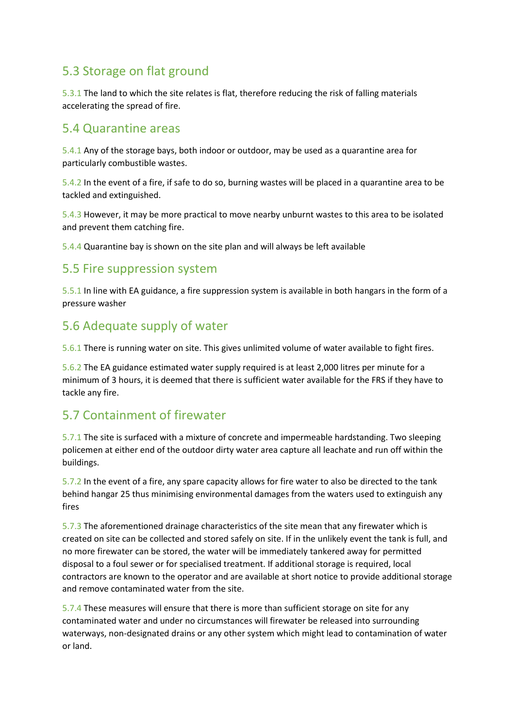## 5.3 Storage on flat ground

5.3.1 The land to which the site relates is flat, therefore reducing the risk of falling materials accelerating the spread of fire.

## 5.4 Quarantine areas

5.4.1 Any of the storage bays, both indoor or outdoor, may be used as a quarantine area for particularly combustible wastes.

5.4.2 In the event of a fire, if safe to do so, burning wastes will be placed in a quarantine area to be tackled and extinguished.

5.4.3 However, it may be more practical to move nearby unburnt wastes to this area to be isolated and prevent them catching fire.

5.4.4 Quarantine bay is shown on the site plan and will always be left available

## 5.5 Fire suppression system

5.5.1 In line with EA guidance, a fire suppression system is available in both hangars in the form of a pressure washer

## 5.6 Adequate supply of water

5.6.1 There is running water on site. This gives unlimited volume of water available to fight fires.

5.6.2 The EA guidance estimated water supply required is at least 2,000 litres per minute for a minimum of 3 hours, it is deemed that there is sufficient water available for the FRS if they have to tackle any fire.

## 5.7 Containment of firewater

5.7.1 The site is surfaced with a mixture of concrete and impermeable hardstanding. Two sleeping policemen at either end of the outdoor dirty water area capture all leachate and run off within the buildings.

5.7.2 In the event of a fire, any spare capacity allows for fire water to also be directed to the tank behind hangar 25 thus minimising environmental damages from the waters used to extinguish any fires

5.7.3 The aforementioned drainage characteristics of the site mean that any firewater which is created on site can be collected and stored safely on site. If in the unlikely event the tank is full, and no more firewater can be stored, the water will be immediately tankered away for permitted disposal to a foul sewer or for specialised treatment. If additional storage is required, local contractors are known to the operator and are available at short notice to provide additional storage and remove contaminated water from the site.

5.7.4 These measures will ensure that there is more than sufficient storage on site for any contaminated water and under no circumstances will firewater be released into surrounding waterways, non-designated drains or any other system which might lead to contamination of water or land.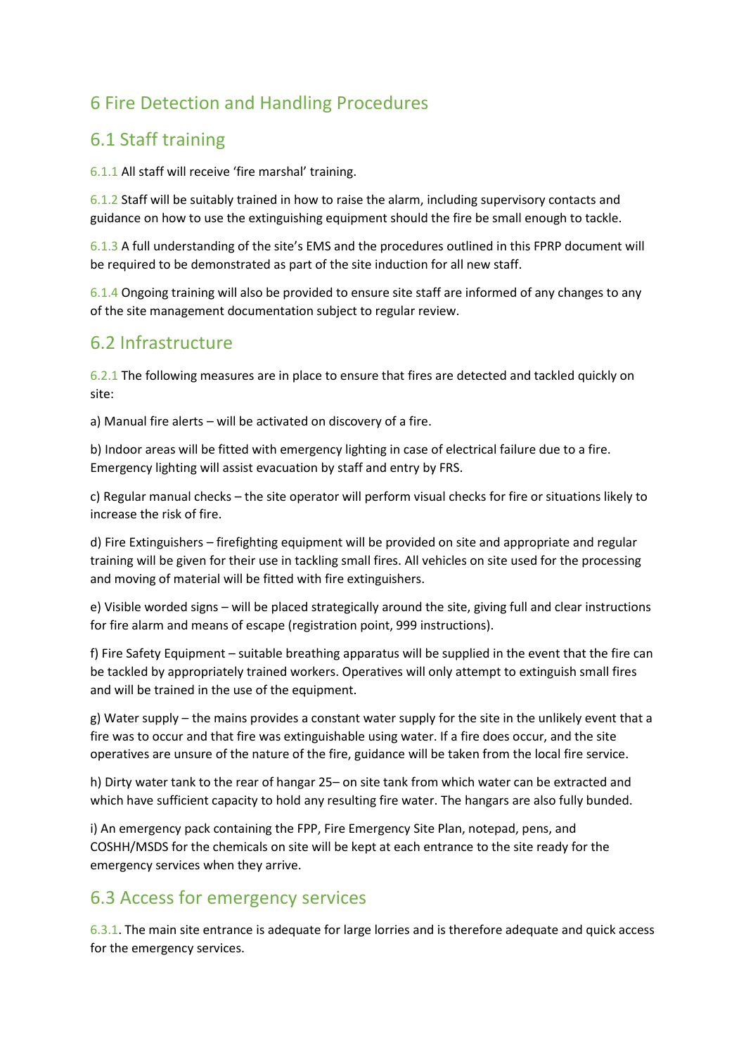## 6 Fire Detection and Handling Procedures

### 6.1 Staff training

6.1.1 All staff will receive 'fire marshal' training.

6.1.2 Staff will be suitably trained in how to raise the alarm, including supervisory contacts and guidance on how to use the extinguishing equipment should the fire be small enough to tackle.

6.1.3 A full understanding of the site's EMS and the procedures outlined in this FPRP document will be required to be demonstrated as part of the site induction for all new staff.

6.1.4 Ongoing training will also be provided to ensure site staff are informed of any changes to any of the site management documentation subject to regular review.

### 6.2 Infrastructure

6.2.1 The following measures are in place to ensure that fires are detected and tackled quickly on site:

a) Manual fire alerts – will be activated on discovery of a fire.

b) Indoor areas will be fitted with emergency lighting in case of electrical failure due to a fire. Emergency lighting will assist evacuation by staff and entry by FRS.

c) Regular manual checks – the site operator will perform visual checks for fire or situations likely to increase the risk of fire.

d) Fire Extinguishers – firefighting equipment will be provided on site and appropriate and regular training will be given for their use in tackling small fires. All vehicles on site used for the processing and moving of material will be fitted with fire extinguishers.

e) Visible worded signs – will be placed strategically around the site, giving full and clear instructions for fire alarm and means of escape (registration point, 999 instructions).

f) Fire Safety Equipment – suitable breathing apparatus will be supplied in the event that the fire can be tackled by appropriately trained workers. Operatives will only attempt to extinguish small fires and will be trained in the use of the equipment.

g) Water supply – the mains provides a constant water supply for the site in the unlikely event that a fire was to occur and that fire was extinguishable using water. If a fire does occur, and the site operatives are unsure of the nature of the fire, guidance will be taken from the local fire service.

h) Dirty water tank to the rear of hangar 25– on site tank from which water can be extracted and which have sufficient capacity to hold any resulting fire water. The hangars are also fully bunded.

i) An emergency pack containing the FPP, Fire Emergency Site Plan, notepad, pens, and COSHH/MSDS for the chemicals on site will be kept at each entrance to the site ready for the emergency services when they arrive.

### 6.3 Access for emergency services

6.3.1. The main site entrance is adequate for large lorries and is therefore adequate and quick access for the emergency services.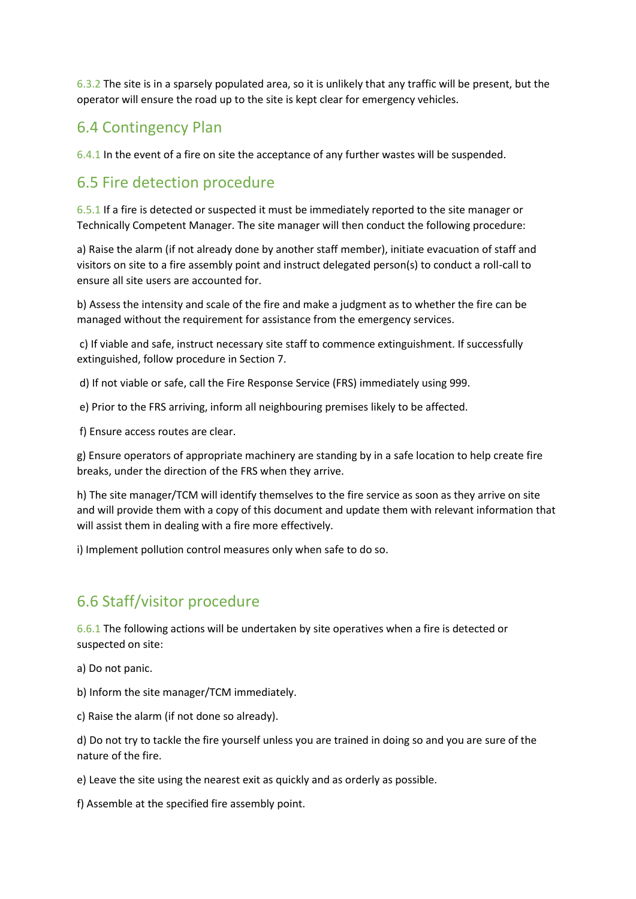6.3.2 The site is in a sparsely populated area, so it is unlikely that any traffic will be present, but the operator will ensure the road up to the site is kept clear for emergency vehicles.

## 6.4 Contingency Plan

6.4.1 In the event of a fire on site the acceptance of any further wastes will be suspended.

## 6.5 Fire detection procedure

6.5.1 If a fire is detected or suspected it must be immediately reported to the site manager or Technically Competent Manager. The site manager will then conduct the following procedure:

a) Raise the alarm (if not already done by another staff member), initiate evacuation of staff and visitors on site to a fire assembly point and instruct delegated person(s) to conduct a roll-call to ensure all site users are accounted for.

b) Assess the intensity and scale of the fire and make a judgment as to whether the fire can be managed without the requirement for assistance from the emergency services.

c) If viable and safe, instruct necessary site staff to commence extinguishment. If successfully extinguished, follow procedure in Section 7.

d) If not viable or safe, call the Fire Response Service (FRS) immediately using 999.

e) Prior to the FRS arriving, inform all neighbouring premises likely to be affected.

f) Ensure access routes are clear.

g) Ensure operators of appropriate machinery are standing by in a safe location to help create fire breaks, under the direction of the FRS when they arrive.

h) The site manager/TCM will identify themselves to the fire service as soon as they arrive on site and will provide them with a copy of this document and update them with relevant information that will assist them in dealing with a fire more effectively.

i) Implement pollution control measures only when safe to do so.

## 6.6 Staff/visitor procedure

6.6.1 The following actions will be undertaken by site operatives when a fire is detected or suspected on site:

a) Do not panic.

b) Inform the site manager/TCM immediately.

c) Raise the alarm (if not done so already).

d) Do not try to tackle the fire yourself unless you are trained in doing so and you are sure of the nature of the fire.

e) Leave the site using the nearest exit as quickly and as orderly as possible.

f) Assemble at the specified fire assembly point.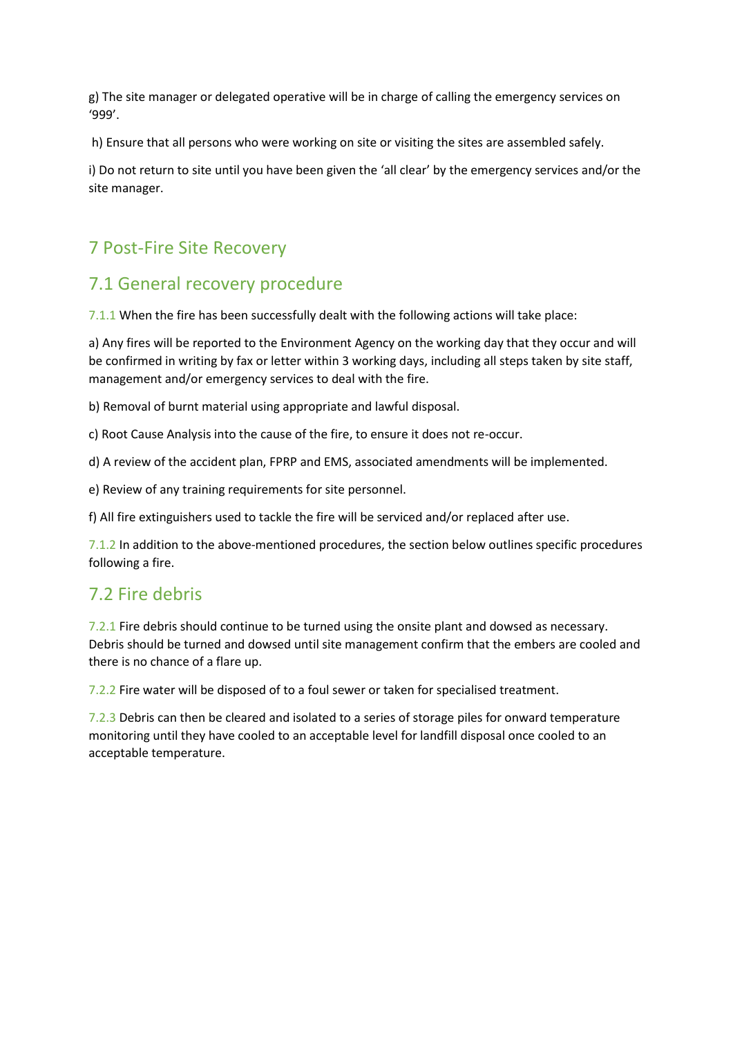g) The site manager or delegated operative will be in charge of calling the emergency services on '999'.

h) Ensure that all persons who were working on site or visiting the sites are assembled safely.

i) Do not return to site until you have been given the 'all clear' by the emergency services and/or the site manager.

# 7 Post-Fire Site Recovery

## 7.1 General recovery procedure

7.1.1 When the fire has been successfully dealt with the following actions will take place:

a) Any fires will be reported to the Environment Agency on the working day that they occur and will be confirmed in writing by fax or letter within 3 working days, including all steps taken by site staff, management and/or emergency services to deal with the fire.

b) Removal of burnt material using appropriate and lawful disposal.

c) Root Cause Analysis into the cause of the fire, to ensure it does not re-occur.

d) A review of the accident plan, FPRP and EMS, associated amendments will be implemented.

e) Review of any training requirements for site personnel.

f) All fire extinguishers used to tackle the fire will be serviced and/or replaced after use.

7.1.2 In addition to the above-mentioned procedures, the section below outlines specific procedures following a fire.

## 7.2 Fire debris

7.2.1 Fire debris should continue to be turned using the onsite plant and dowsed as necessary. Debris should be turned and dowsed until site management confirm that the embers are cooled and there is no chance of a flare up.

7.2.2 Fire water will be disposed of to a foul sewer or taken for specialised treatment.

7.2.3 Debris can then be cleared and isolated to a series of storage piles for onward temperature monitoring until they have cooled to an acceptable level for landfill disposal once cooled to an acceptable temperature.